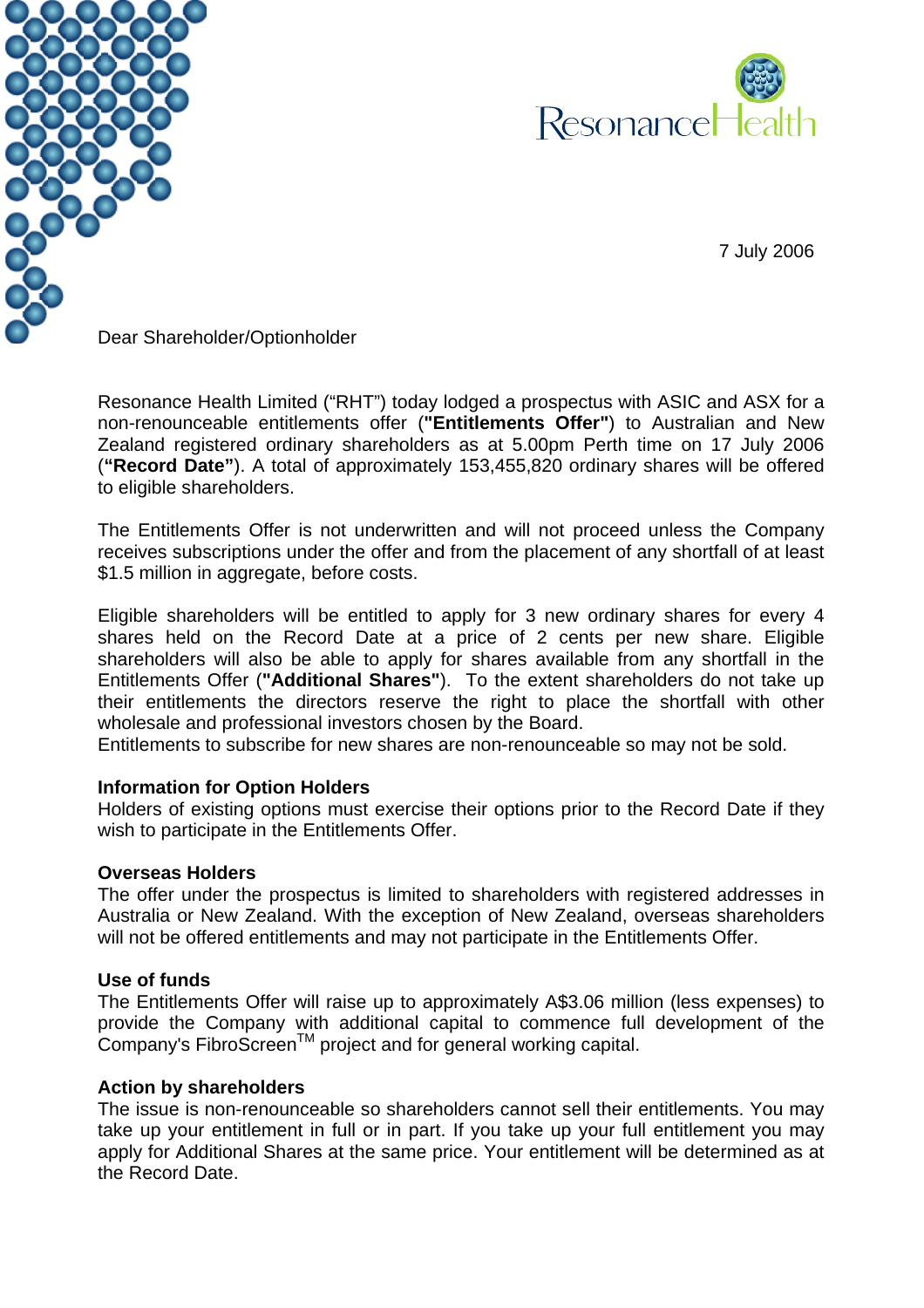ResonanceHealth

7 July 2006

Dear Shareholder/Optionholder

Resonance Health Limited ("RHT") today lodged a prospectus with ASIC and ASX for a non-renounceable entitlements offer (**"Entitlements Offer"**) to Australian and New Zealand registered ordinary shareholders as at 5.00pm Perth time on 17 July 2006 (**"Record Date"**). A total of approximately 153,455,820 ordinary shares will be offered to eligible shareholders.

The Entitlements Offer is not underwritten and will not proceed unless the Company receives subscriptions under the offer and from the placement of any shortfall of at least $1.5 million in aggregate, before costs.

Eligible shareholders will be entitled to apply for 3 new ordinary shares for every 4 shares held on the Record Date at a price of 2 cents per new share. Eligible shareholders will also be able to apply for shares available from any shortfall in the Entitlements Offer (**"Additional Shares"**). To the extent shareholders do not take up their entitlements the directors reserve the right to place the shortfall with other wholesale and professional investors chosen by the Board.
Entitlements to subscribe for new shares are non-renounceable so may not be sold.

**Information for Option Holders**
Holders of existing options must exercise their options prior to the Record Date if they wish to participate in the Entitlements Offer.

**Overseas Holders**
The offer under the prospectus is limited to shareholders with registered addresses in Australia or New Zealand. With the exception of New Zealand, overseas shareholders will not be offered entitlements and may not participate in the Entitlements Offer.

**Use of funds**
The Entitlements Offer will raise up to approximately A$3.06 million (less expenses) to provide the Company with additional capital to commence full development of the Company's FibroScreen™ project and for general working capital.

**Action by shareholders**
The issue is non-renounceable so shareholders cannot sell their entitlements. You may take up your entitlement in full or in part. If you take up your full entitlement you may apply for Additional Shares at the same price. Your entitlement will be determined as at the Record Date.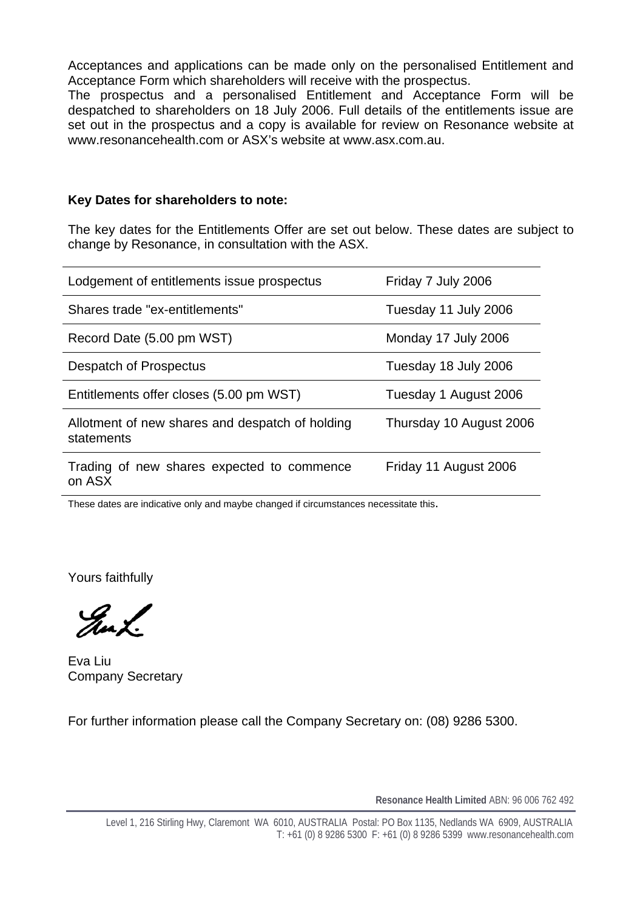Acceptances and applications can be made only on the personalised Entitlement and Acceptance Form which shareholders will receive with the prospectus.
The prospectus and a personalised Entitlement and Acceptance Form will be despatched to shareholders on 18 July 2006. Full details of the entitlements issue are set out in the prospectus and a copy is available for review on Resonance website at www.resonancehealth.com or ASX's website at www.asx.com.au.

**Key Dates for shareholders to note:**

The key dates for the Entitlements Offer are set out below. These dates are subject to change by Resonance, in consultation with the ASX.

| | |
|---|---|
| Lodgement of entitlements issue prospectus | Friday 7 July 2006 |
| Shares trade "ex-entitlements" | Tuesday 11 July 2006 |
| Record Date (5.00 pm WST) | Monday 17 July 2006 |
| Despatch of Prospectus | Tuesday 18 July 2006 |
| Entitlements offer closes (5.00 pm WST) | Tuesday 1 August 2006 |
| Allotment of new shares and despatch of holding statements | Thursday 10 August 2006 |
| Trading of new shares expected to commence on ASX | Friday 11 August 2006 |

These dates are indicative only and maybe changed if circumstances necessitate this.

Yours faithfully

Eva Liu
Company Secretary

For further information please call the Company Secretary on: (08) 9286 5300.

**Resonance Health Limited** ABN: 96 006 762 492

Level 1, 216 Stirling Hwy, Claremont WA 6010, AUSTRALIA Postal: PO Box 1135, Nedlands WA 6909, AUSTRALIA
T: +61 (0) 8 9286 5300 F: +61 (0) 8 9286 5399 www.resonancehealth.com